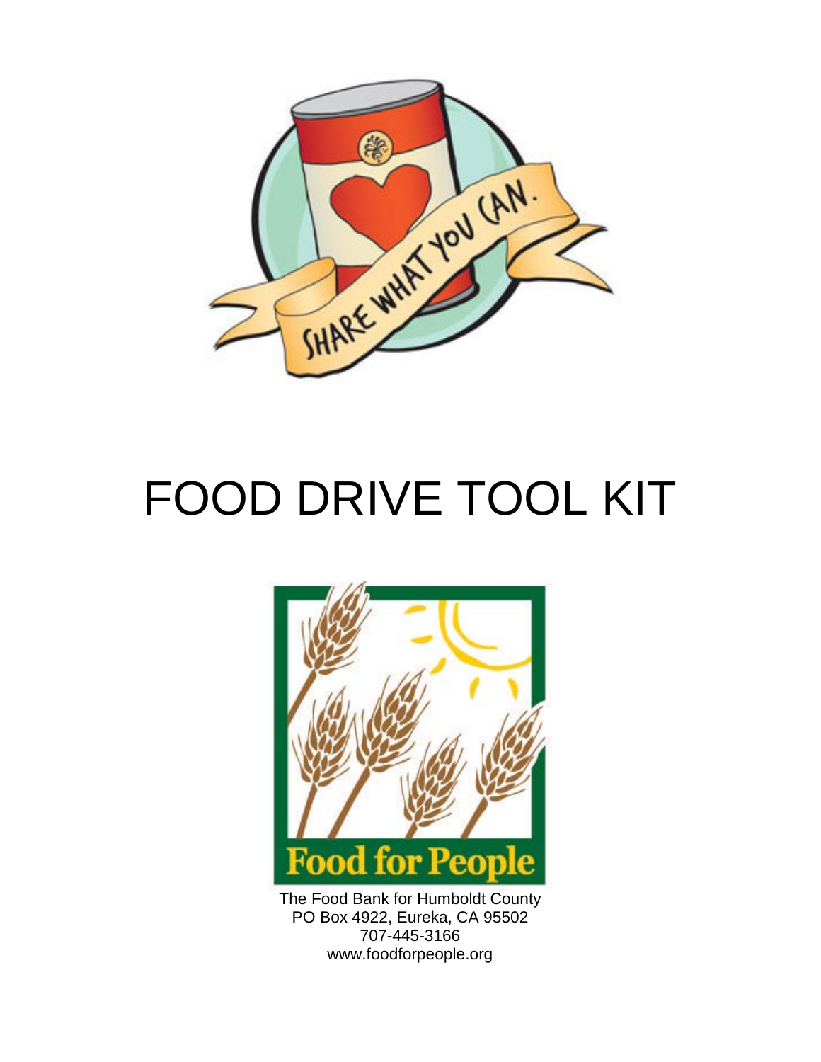SHARE WHAT YOU CAN.

# FOOD DRIVE TOOL KIT

Food for People

The Food Bank for Humboldt County
PO Box 4922, Eureka, CA 95502
707-445-3166
www.foodforpeople.org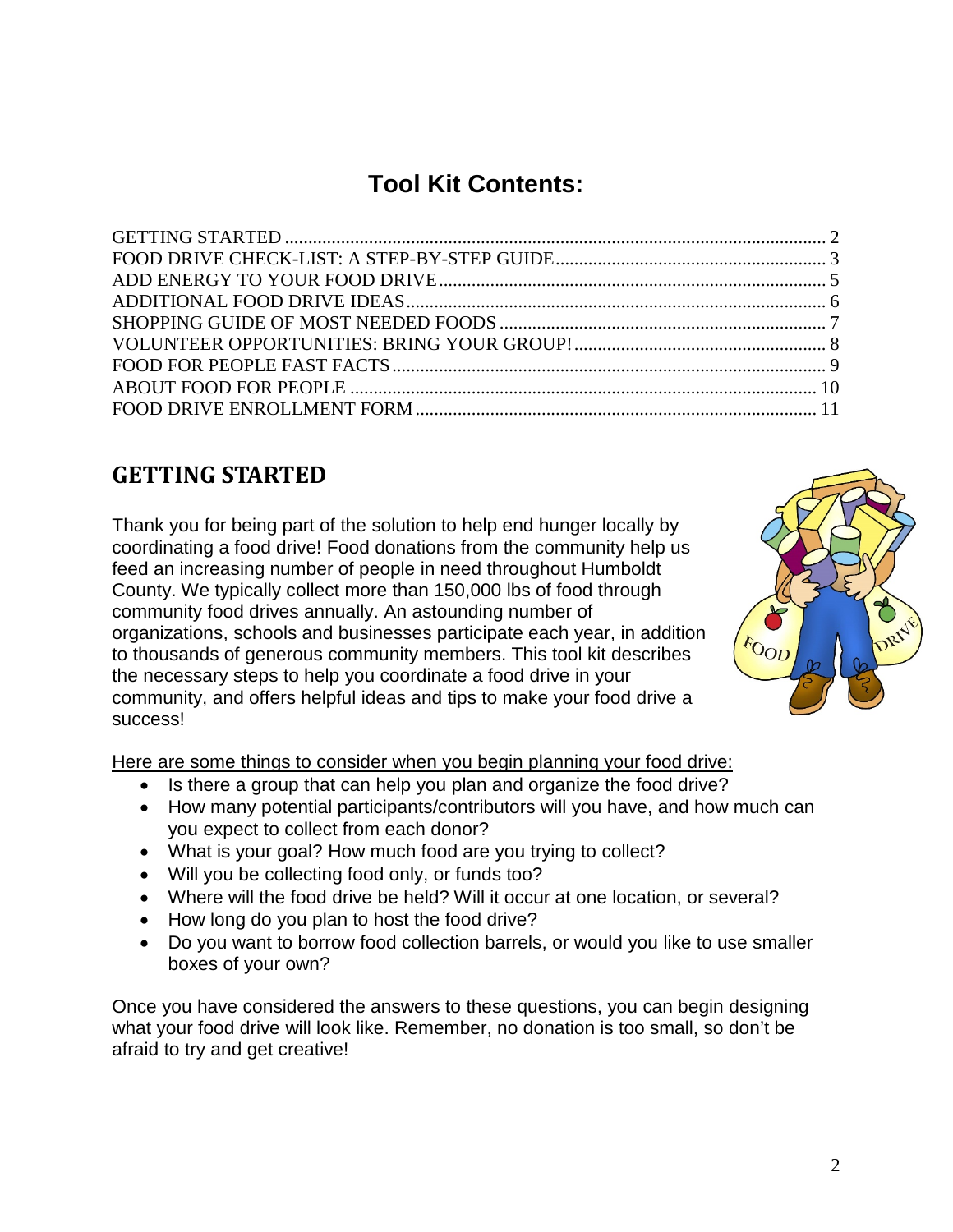# Tool Kit Contents:

GETTING STARTED ........................................................................................................ 2
FOOD DRIVE CHECK-LIST: A STEP-BY-STEP GUIDE .......................................................... 3
ADD ENERGY TO YOUR FOOD DRIVE ................................................................................. 5
ADDITIONAL FOOD DRIVE IDEAS ...................................................................................... 6
SHOPPING GUIDE OF MOST NEEDED FOODS ..................................................................... 7
VOLUNTEER OPPORTUNITIES: BRING YOUR GROUP! ...................................................... 8
FOOD FOR PEOPLE FAST FACTS ........................................................................................ 9
ABOUT FOOD FOR PEOPLE ............................................................................................... 10
FOOD DRIVE ENROLLMENT FORM ..................................................................................... 11

## GETTING STARTED

Thank you for being part of the solution to help end hunger locally by coordinating a food drive! Food donations from the community help us feed an increasing number of people in need throughout Humboldt County. We typically collect more than 150,000 lbs of food through community food drives annually. An astounding number of organizations, schools and businesses participate each year, in addition to thousands of generous community members. This tool kit describes the necessary steps to help you coordinate a food drive in your community, and offers helpful ideas and tips to make your food drive a success!

<u>Here are some things to consider when you begin planning your food drive:</u>

- Is there a group that can help you plan and organize the food drive?
- How many potential participants/contributors will you have, and how much can you expect to collect from each donor?
- What is your goal? How much food are you trying to collect?
- Will you be collecting food only, or funds too?
- Where will the food drive be held? Will it occur at one location, or several?
- How long do you plan to host the food drive?
- Do you want to borrow food collection barrels, or would you like to use smaller boxes of your own?

Once you have considered the answers to these questions, you can begin designing what your food drive will look like. Remember, no donation is too small, so don't be afraid to try and get creative!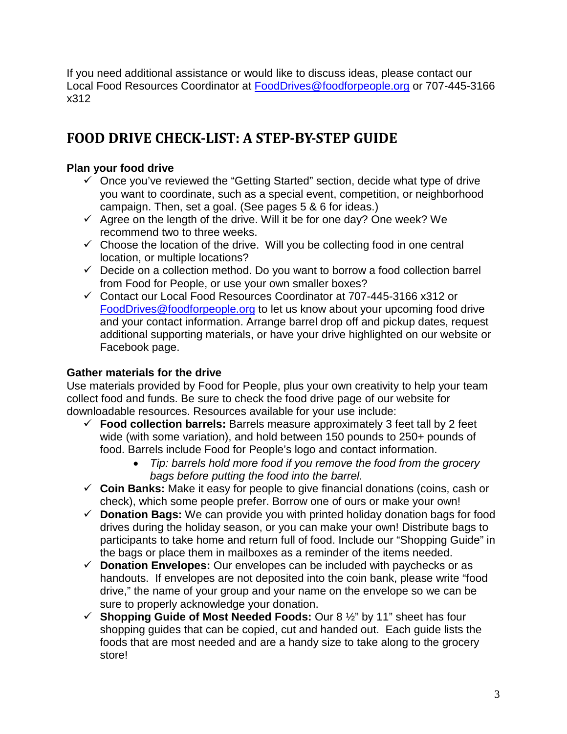If you need additional assistance or would like to discuss ideas, please contact our Local Food Resources Coordinator at [FoodDrives@foodforpeople.org](mailto:FoodDrives@foodforpeople.org) or 707-445-3166 x312

## FOOD DRIVE CHECK-LIST: A STEP-BY-STEP GUIDE

**Plan your food drive**

- ✓ Once you've reviewed the "Getting Started" section, decide what type of drive you want to coordinate, such as a special event, competition, or neighborhood campaign. Then, set a goal. (See pages 5 & 6 for ideas.)
- ✓ Agree on the length of the drive. Will it be for one day? One week? We recommend two to three weeks.
- ✓ Choose the location of the drive. Will you be collecting food in one central location, or multiple locations?
- ✓ Decide on a collection method. Do you want to borrow a food collection barrel from Food for People, or use your own smaller boxes?
- ✓ Contact our Local Food Resources Coordinator at 707-445-3166 x312 or [FoodDrives@foodforpeople.org](mailto:FoodDrives@foodforpeople.org) to let us know about your upcoming food drive and your contact information. Arrange barrel drop off and pickup dates, request additional supporting materials, or have your drive highlighted on our website or Facebook page.

**Gather materials for the drive**

Use materials provided by Food for People, plus your own creativity to help your team collect food and funds. Be sure to check the food drive page of our website for downloadable resources. Resources available for your use include:

- ✓ **Food collection barrels:** Barrels measure approximately 3 feet tall by 2 feet wide (with some variation), and hold between 150 pounds to 250+ pounds of food. Barrels include Food for People's logo and contact information.
  - *Tip: barrels hold more food if you remove the food from the grocery bags before putting the food into the barrel.*
- ✓ **Coin Banks:** Make it easy for people to give financial donations (coins, cash or check), which some people prefer. Borrow one of ours or make your own!
- ✓ **Donation Bags:** We can provide you with printed holiday donation bags for food drives during the holiday season, or you can make your own! Distribute bags to participants to take home and return full of food. Include our "Shopping Guide" in the bags or place them in mailboxes as a reminder of the items needed.
- ✓ **Donation Envelopes:** Our envelopes can be included with paychecks or as handouts. If envelopes are not deposited into the coin bank, please write "food drive," the name of your group and your name on the envelope so we can be sure to properly acknowledge your donation.
- ✓ **Shopping Guide of Most Needed Foods:** Our 8 ½" by 11" sheet has four shopping guides that can be copied, cut and handed out. Each guide lists the foods that are most needed and are a handy size to take along to the grocery store!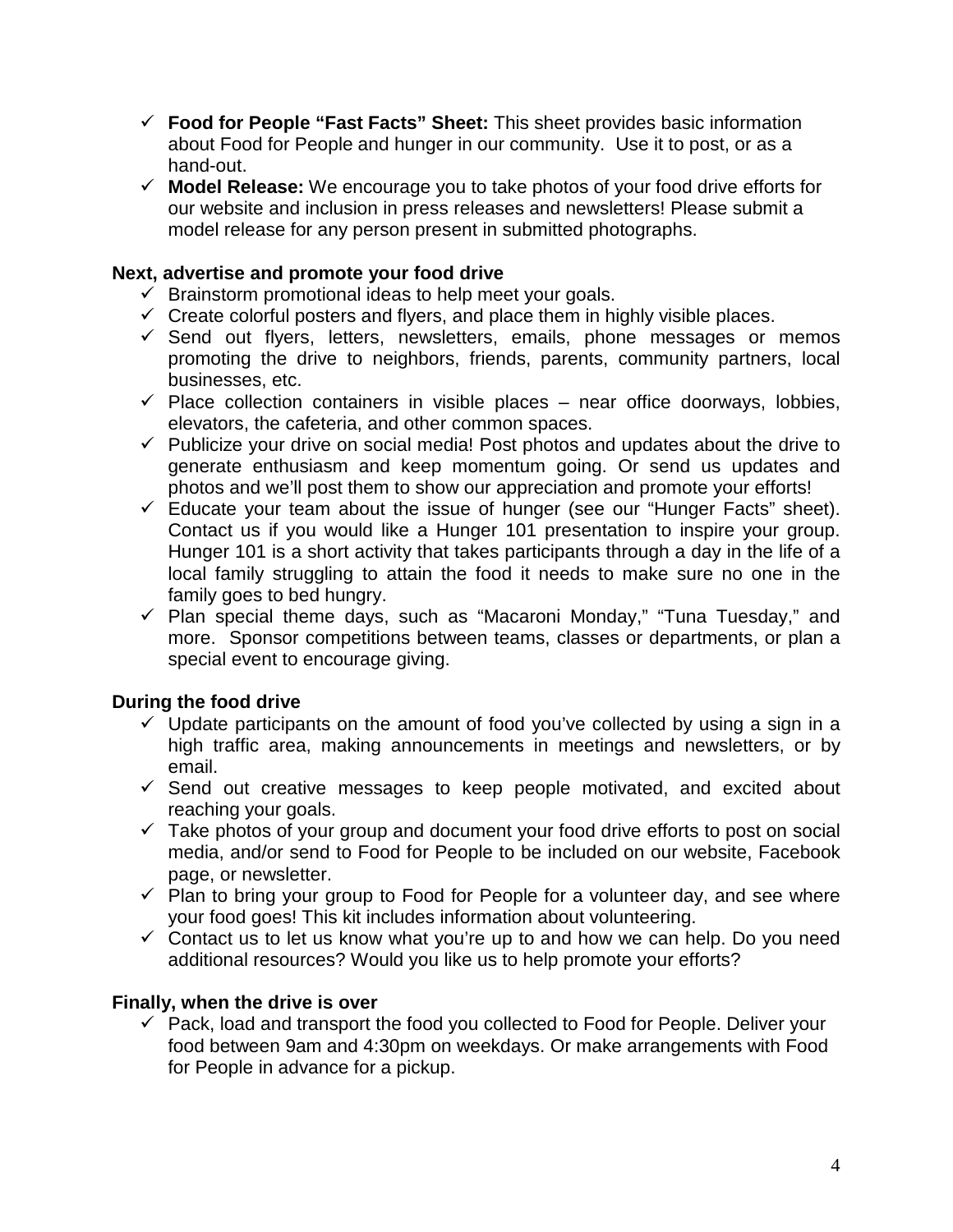- ✓ **Food for People "Fast Facts" Sheet:** This sheet provides basic information about Food for People and hunger in our community. Use it to post, or as a hand-out.
- ✓ **Model Release:** We encourage you to take photos of your food drive efforts for our website and inclusion in press releases and newsletters! Please submit a model release for any person present in submitted photographs.

**Next, advertise and promote your food drive**

- ✓ Brainstorm promotional ideas to help meet your goals.
- ✓ Create colorful posters and flyers, and place them in highly visible places.
- ✓ Send out flyers, letters, newsletters, emails, phone messages or memos promoting the drive to neighbors, friends, parents, community partners, local businesses, etc.
- ✓ Place collection containers in visible places – near office doorways, lobbies, elevators, the cafeteria, and other common spaces.
- ✓ Publicize your drive on social media! Post photos and updates about the drive to generate enthusiasm and keep momentum going. Or send us updates and photos and we'll post them to show our appreciation and promote your efforts!
- ✓ Educate your team about the issue of hunger (see our "Hunger Facts" sheet). Contact us if you would like a Hunger 101 presentation to inspire your group. Hunger 101 is a short activity that takes participants through a day in the life of a local family struggling to attain the food it needs to make sure no one in the family goes to bed hungry.
- ✓ Plan special theme days, such as "Macaroni Monday," "Tuna Tuesday," and more. Sponsor competitions between teams, classes or departments, or plan a special event to encourage giving.

**During the food drive**

- ✓ Update participants on the amount of food you've collected by using a sign in a high traffic area, making announcements in meetings and newsletters, or by email.
- ✓ Send out creative messages to keep people motivated, and excited about reaching your goals.
- ✓ Take photos of your group and document your food drive efforts to post on social media, and/or send to Food for People to be included on our website, Facebook page, or newsletter.
- ✓ Plan to bring your group to Food for People for a volunteer day, and see where your food goes! This kit includes information about volunteering.
- ✓ Contact us to let us know what you're up to and how we can help. Do you need additional resources? Would you like us to help promote your efforts?

**Finally, when the drive is over**

- ✓ Pack, load and transport the food you collected to Food for People. Deliver your food between 9am and 4:30pm on weekdays. Or make arrangements with Food for People in advance for a pickup.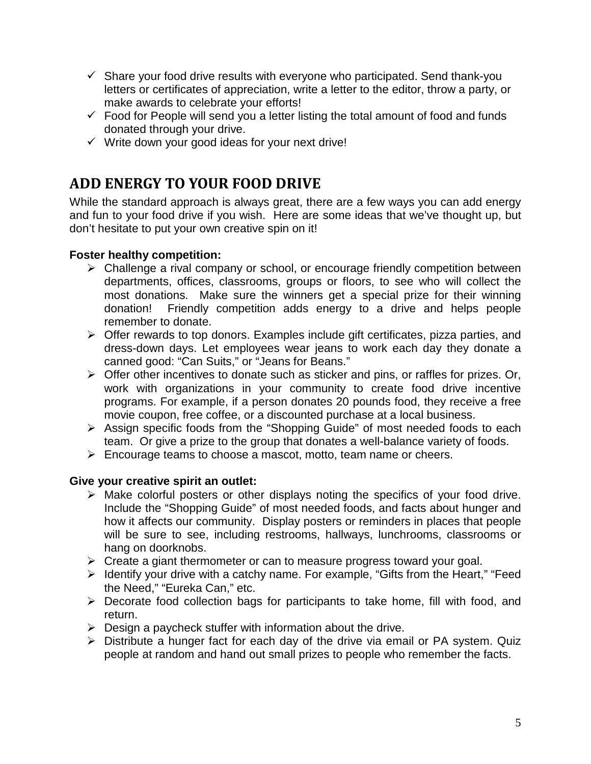- ✓ Share your food drive results with everyone who participated. Send thank-you letters or certificates of appreciation, write a letter to the editor, throw a party, or make awards to celebrate your efforts!
- ✓ Food for People will send you a letter listing the total amount of food and funds donated through your drive.
- ✓ Write down your good ideas for your next drive!

## ADD ENERGY TO YOUR FOOD DRIVE

While the standard approach is always great, there are a few ways you can add energy and fun to your food drive if you wish. Here are some ideas that we've thought up, but don't hesitate to put your own creative spin on it!

**Foster healthy competition:**

- Challenge a rival company or school, or encourage friendly competition between departments, offices, classrooms, groups or floors, to see who will collect the most donations. Make sure the winners get a special prize for their winning donation! Friendly competition adds energy to a drive and helps people remember to donate.
- Offer rewards to top donors. Examples include gift certificates, pizza parties, and dress-down days. Let employees wear jeans to work each day they donate a canned good: "Can Suits," or "Jeans for Beans."
- Offer other incentives to donate such as sticker and pins, or raffles for prizes. Or, work with organizations in your community to create food drive incentive programs. For example, if a person donates 20 pounds food, they receive a free movie coupon, free coffee, or a discounted purchase at a local business.
- Assign specific foods from the "Shopping Guide" of most needed foods to each team. Or give a prize to the group that donates a well-balance variety of foods.
- Encourage teams to choose a mascot, motto, team name or cheers.

**Give your creative spirit an outlet:**

- Make colorful posters or other displays noting the specifics of your food drive. Include the "Shopping Guide" of most needed foods, and facts about hunger and how it affects our community. Display posters or reminders in places that people will be sure to see, including restrooms, hallways, lunchrooms, classrooms or hang on doorknobs.
- Create a giant thermometer or can to measure progress toward your goal.
- Identify your drive with a catchy name. For example, "Gifts from the Heart," "Feed the Need," "Eureka Can," etc.
- Decorate food collection bags for participants to take home, fill with food, and return.
- Design a paycheck stuffer with information about the drive.
- Distribute a hunger fact for each day of the drive via email or PA system. Quiz people at random and hand out small prizes to people who remember the facts.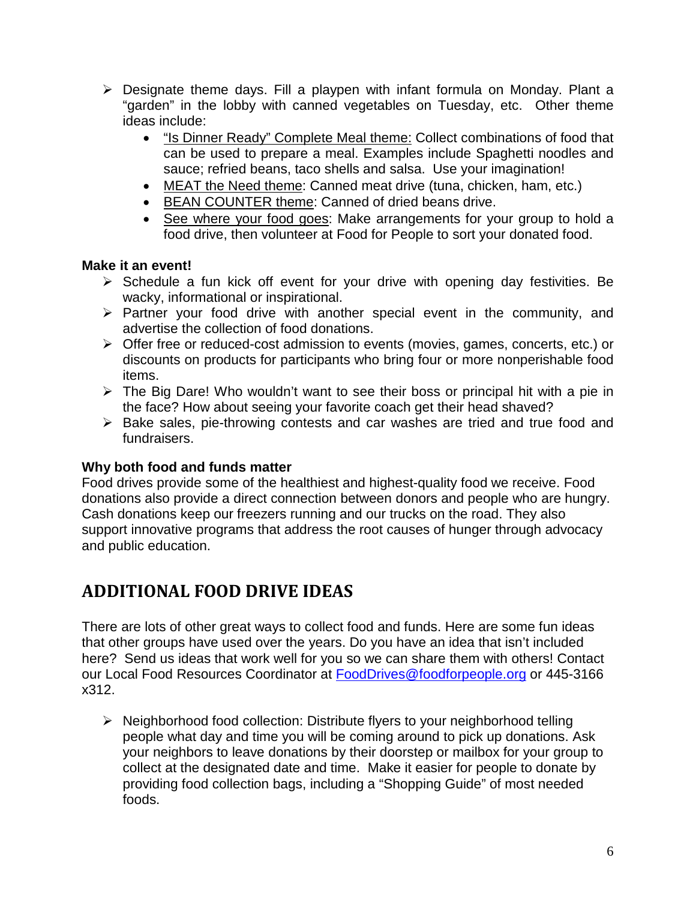- Designate theme days. Fill a playpen with infant formula on Monday. Plant a "garden" in the lobby with canned vegetables on Tuesday, etc. Other theme ideas include:
    - <u>"Is Dinner Ready" Complete Meal theme:</u> Collect combinations of food that can be used to prepare a meal. Examples include Spaghetti noodles and sauce; refried beans, taco shells and salsa. Use your imagination!
    - <u>MEAT the Need theme</u>: Canned meat drive (tuna, chicken, ham, etc.)
    - <u>BEAN COUNTER theme</u>: Canned of dried beans drive.
    - <u>See where your food goes</u>: Make arrangements for your group to hold a food drive, then volunteer at Food for People to sort your donated food.

**Make it an event!**

- Schedule a fun kick off event for your drive with opening day festivities. Be wacky, informational or inspirational.
- Partner your food drive with another special event in the community, and advertise the collection of food donations.
- Offer free or reduced-cost admission to events (movies, games, concerts, etc.) or discounts on products for participants who bring four or more nonperishable food items.
- The Big Dare! Who wouldn't want to see their boss or principal hit with a pie in the face? How about seeing your favorite coach get their head shaved?
- Bake sales, pie-throwing contests and car washes are tried and true food and fundraisers.

**Why both food and funds matter**

Food drives provide some of the healthiest and highest-quality food we receive. Food donations also provide a direct connection between donors and people who are hungry. Cash donations keep our freezers running and our trucks on the road. They also support innovative programs that address the root causes of hunger through advocacy and public education.

## ADDITIONAL FOOD DRIVE IDEAS

There are lots of other great ways to collect food and funds. Here are some fun ideas that other groups have used over the years. Do you have an idea that isn't included here? Send us ideas that work well for you so we can share them with others! Contact our Local Food Resources Coordinator at FoodDrives@foodforpeople.org or 445-3166 x312.

- Neighborhood food collection: Distribute flyers to your neighborhood telling people what day and time you will be coming around to pick up donations. Ask your neighbors to leave donations by their doorstep or mailbox for your group to collect at the designated date and time. Make it easier for people to donate by providing food collection bags, including a "Shopping Guide" of most needed foods.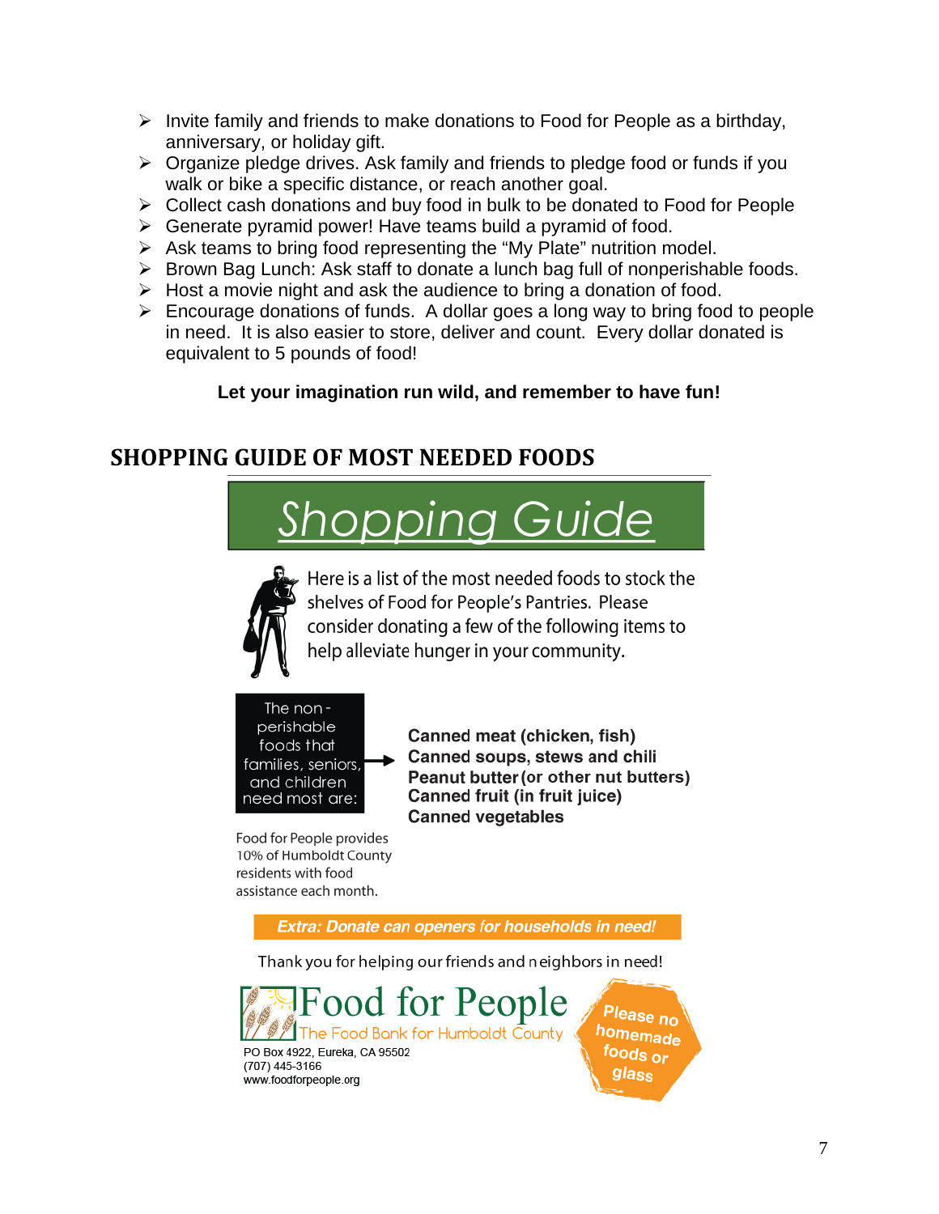- Invite family and friends to make donations to Food for People as a birthday, anniversary, or holiday gift.
- Organize pledge drives. Ask family and friends to pledge food or funds if you walk or bike a specific distance, or reach another goal.
- Collect cash donations and buy food in bulk to be donated to Food for People
- Generate pyramid power! Have teams build a pyramid of food.
- Ask teams to bring food representing the "My Plate" nutrition model.
- Brown Bag Lunch: Ask staff to donate a lunch bag full of nonperishable foods.
- Host a movie night and ask the audience to bring a donation of food.
- Encourage donations of funds. A dollar goes a long way to bring food to people in need. It is also easier to store, deliver and count. Every dollar donated is equivalent to 5 pounds of food!

**Let your imagination run wild, and remember to have fun!**

## SHOPPING GUIDE OF MOST NEEDED FOODS

# *Shopping Guide*

Here is a list of the most needed foods to stock the shelves of Food for People's Pantries. Please consider donating a few of the following items to help alleviate hunger in your community.

The non-perishable foods that families, seniors, and children need most are:

**Canned meat (chicken, fish)**
**Canned soups, stews and chili**
**Peanut butter (or other nut butters)**
**Canned fruit (in fruit juice)**
**Canned vegetables**

Food for People provides 10% of Humboldt County residents with food assistance each month.

***Extra: Donate can openers for households in need!***

Thank you for helping our friends and neighbors in need!

Food for People
The Food Bank for Humboldt County
PO Box 4922, Eureka, CA 95502
(707) 445-3166
www.foodforpeople.org

**Please no homemade foods or glass**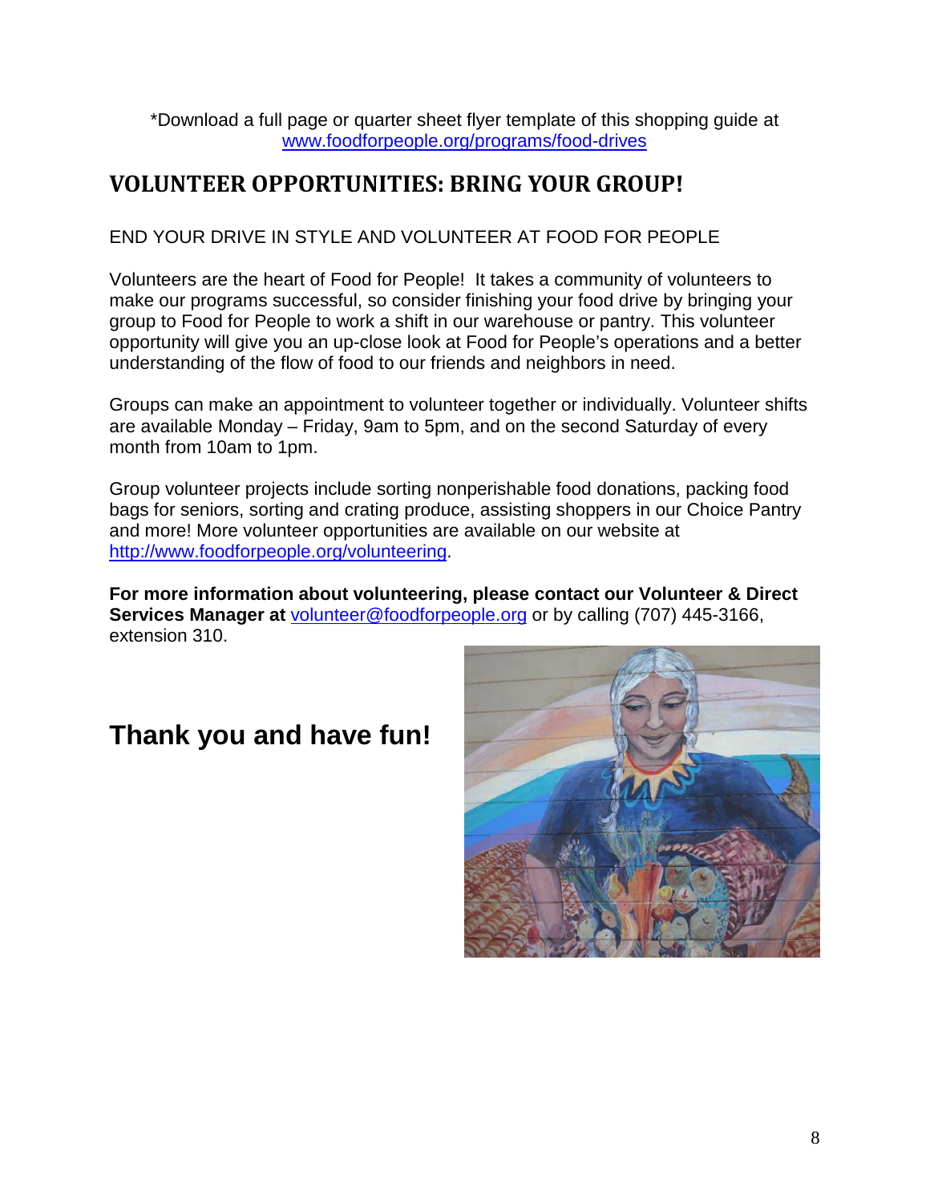*Download a full page or quarter sheet flyer template of this shopping guide at www.foodforpeople.org/programs/food-drives

## VOLUNTEER OPPORTUNITIES: BRING YOUR GROUP!

END YOUR DRIVE IN STYLE AND VOLUNTEER AT FOOD FOR PEOPLE

Volunteers are the heart of Food for People! It takes a community of volunteers to make our programs successful, so consider finishing your food drive by bringing your group to Food for People to work a shift in our warehouse or pantry. This volunteer opportunity will give you an up-close look at Food for People's operations and a better understanding of the flow of food to our friends and neighbors in need.

Groups can make an appointment to volunteer together or individually. Volunteer shifts are available Monday – Friday, 9am to 5pm, and on the second Saturday of every month from 10am to 1pm.

Group volunteer projects include sorting nonperishable food donations, packing food bags for seniors, sorting and crating produce, assisting shoppers in our Choice Pantry and more! More volunteer opportunities are available on our website at http://www.foodforpeople.org/volunteering.

**For more information about volunteering, please contact our Volunteer & Direct Services Manager at** volunteer@foodforpeople.org or by calling (707) 445-3166, extension 310.

# Thank you and have fun!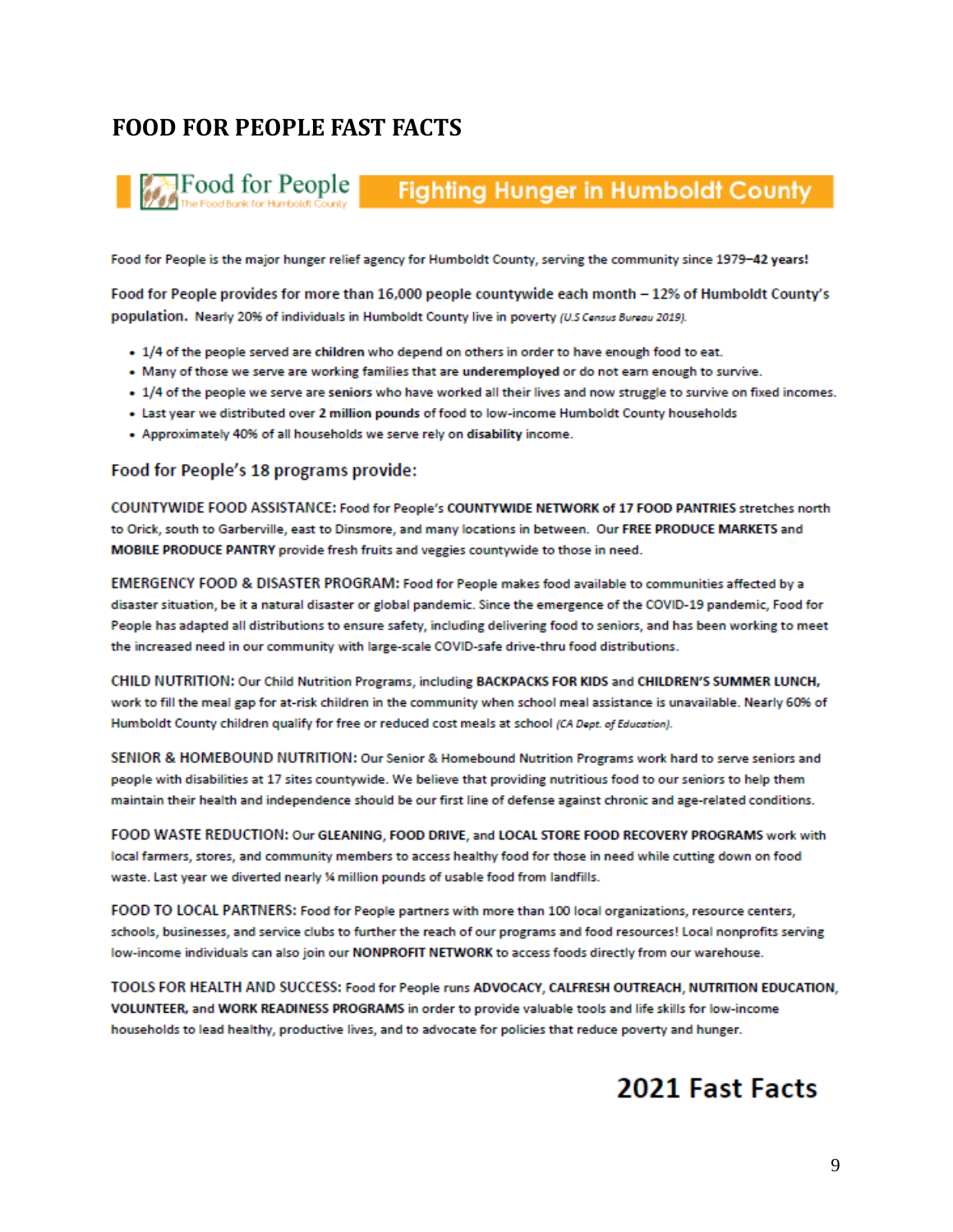# FOOD FOR PEOPLE FAST FACTS

Food for People
The Food Bank for Humboldt County

**Fighting Hunger in Humboldt County**

Food for People is the major hunger relief agency for Humboldt County, serving the community since 1979–**42 years!**

Food for People provides for more than 16,000 people countywide each month – 12% of Humboldt County's population. Nearly 20% of individuals in Humboldt County live in poverty *(U.S Census Bureau 2019).*

- 1/4 of the people served are **children** who depend on others in order to have enough food to eat.
- Many of those we serve are working families that are **underemployed** or do not earn enough to survive.
- 1/4 of the people we serve are **seniors** who have worked all their lives and now struggle to survive on fixed incomes.
- Last year we distributed over **2 million pounds** of food to low-income Humboldt County households
- Approximately 40% of all households we serve rely on **disability** income.

## Food for People's 18 programs provide:

COUNTYWIDE FOOD ASSISTANCE: Food for People's **COUNTYWIDE NETWORK of 17 FOOD PANTRIES** stretches north to Orick, south to Garberville, east to Dinsmore, and many locations in between. Our **FREE PRODUCE MARKETS** and **MOBILE PRODUCE PANTRY** provide fresh fruits and veggies countywide to those in need.

EMERGENCY FOOD & DISASTER PROGRAM: Food for People makes food available to communities affected by a disaster situation, be it a natural disaster or global pandemic. Since the emergence of the COVID-19 pandemic, Food for People has adapted all distributions to ensure safety, including delivering food to seniors, and has been working to meet the increased need in our community with large-scale COVID-safe drive-thru food distributions.

CHILD NUTRITION: Our Child Nutrition Programs, including **BACKPACKS FOR KIDS** and **CHILDREN'S SUMMER LUNCH,** work to fill the meal gap for at-risk children in the community when school meal assistance is unavailable. Nearly 60% of Humboldt County children qualify for free or reduced cost meals at school *(CA Dept. of Education).*

SENIOR & HOMEBOUND NUTRITION: Our Senior & Homebound Nutrition Programs work hard to serve seniors and people with disabilities at 17 sites countywide. We believe that providing nutritious food to our seniors to help them maintain their health and independence should be our first line of defense against chronic and age-related conditions.

FOOD WASTE REDUCTION: Our **GLEANING, FOOD DRIVE,** and **LOCAL STORE FOOD RECOVERY PROGRAMS** work with local farmers, stores, and community members to access healthy food for those in need while cutting down on food waste. Last year we diverted nearly ¼ million pounds of usable food from landfills.

FOOD TO LOCAL PARTNERS: Food for People partners with more than 100 local organizations, resource centers, schools, businesses, and service clubs to further the reach of our programs and food resources! Local nonprofits serving low-income individuals can also join our **NONPROFIT NETWORK** to access foods directly from our warehouse.

TOOLS FOR HEALTH AND SUCCESS: Food for People runs **ADVOCACY, CALFRESH OUTREACH, NUTRITION EDUCATION, VOLUNTEER,** and **WORK READINESS PROGRAMS** in order to provide valuable tools and life skills for low-income households to lead healthy, productive lives, and to advocate for policies that reduce poverty and hunger.

**2021 Fast Facts**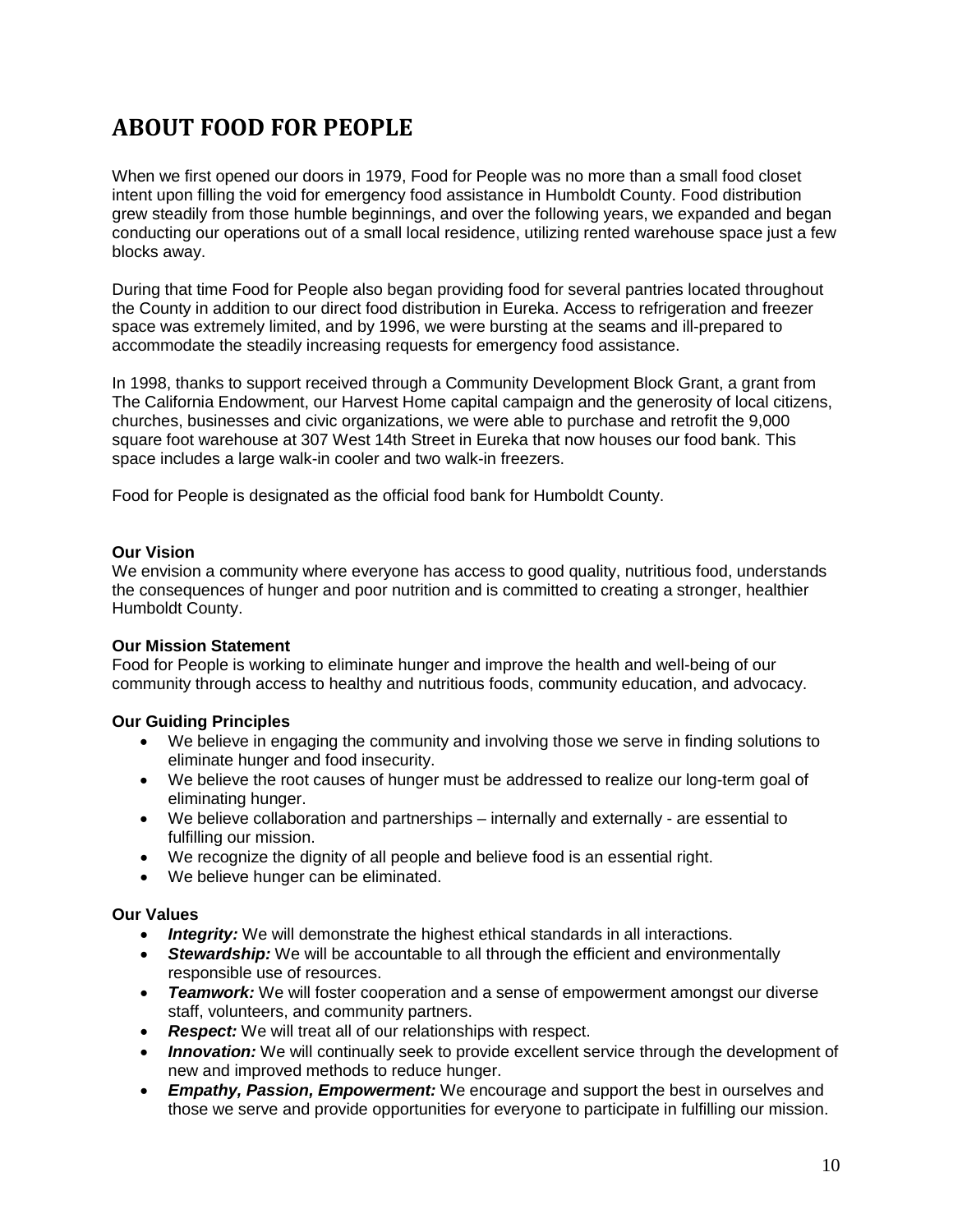# ABOUT FOOD FOR PEOPLE

When we first opened our doors in 1979, Food for People was no more than a small food closet intent upon filling the void for emergency food assistance in Humboldt County. Food distribution grew steadily from those humble beginnings, and over the following years, we expanded and began conducting our operations out of a small local residence, utilizing rented warehouse space just a few blocks away.

During that time Food for People also began providing food for several pantries located throughout the County in addition to our direct food distribution in Eureka. Access to refrigeration and freezer space was extremely limited, and by 1996, we were bursting at the seams and ill-prepared to accommodate the steadily increasing requests for emergency food assistance.

In 1998, thanks to support received through a Community Development Block Grant, a grant from The California Endowment, our Harvest Home capital campaign and the generosity of local citizens, churches, businesses and civic organizations, we were able to purchase and retrofit the 9,000 square foot warehouse at 307 West 14th Street in Eureka that now houses our food bank. This space includes a large walk-in cooler and two walk-in freezers.

Food for People is designated as the official food bank for Humboldt County.

**Our Vision**
We envision a community where everyone has access to good quality, nutritious food, understands the consequences of hunger and poor nutrition and is committed to creating a stronger, healthier Humboldt County.

**Our Mission Statement**
Food for People is working to eliminate hunger and improve the health and well-being of our community through access to healthy and nutritious foods, community education, and advocacy.

**Our Guiding Principles**

- We believe in engaging the community and involving those we serve in finding solutions to eliminate hunger and food insecurity.
- We believe the root causes of hunger must be addressed to realize our long-term goal of eliminating hunger.
- We believe collaboration and partnerships – internally and externally - are essential to fulfilling our mission.
- We recognize the dignity of all people and believe food is an essential right.
- We believe hunger can be eliminated.

**Our Values**

- ***Integrity:*** We will demonstrate the highest ethical standards in all interactions.
- ***Stewardship:*** We will be accountable to all through the efficient and environmentally responsible use of resources.
- ***Teamwork:*** We will foster cooperation and a sense of empowerment amongst our diverse staff, volunteers, and community partners.
- ***Respect:*** We will treat all of our relationships with respect.
- ***Innovation:*** We will continually seek to provide excellent service through the development of new and improved methods to reduce hunger.
- ***Empathy, Passion, Empowerment:*** We encourage and support the best in ourselves and those we serve and provide opportunities for everyone to participate in fulfilling our mission.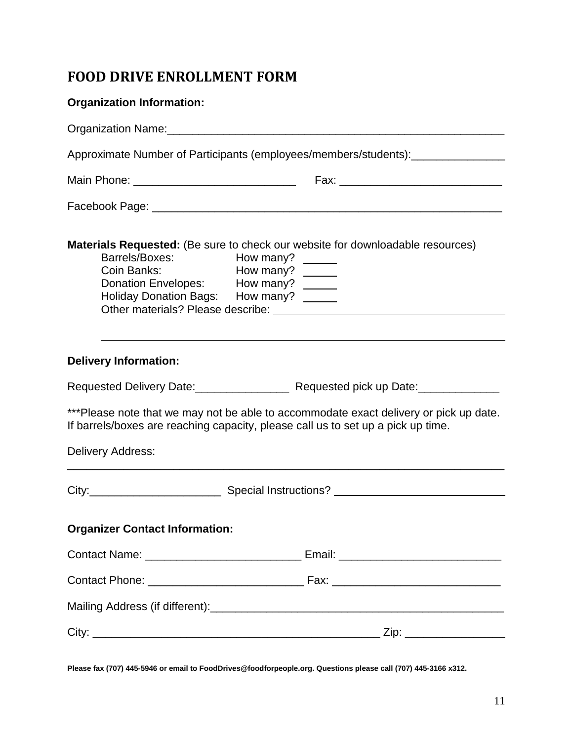# FOOD DRIVE ENROLLMENT FORM

**Organization Information:**

Organization Name:_______________________________________________________

Approximate Number of Participants (employees/members/students):_______________

Main Phone: __________________________ Fax: _________________________

Facebook Page: ________________________________________________________

**Materials Requested:** (Be sure to check our website for downloadable resources)

Barrels/Boxes: How many? _____
Coin Banks: How many? _____
Donation Envelopes: How many? _____
Holiday Donation Bags: How many? _____
Other materials? Please describe: _____________________________________

_______________________________________________________________

**Delivery Information:**

Requested Delivery Date:_______________ Requested pick up Date:_____________

***Please note that we may not be able to accommodate exact delivery or pick up date. If barrels/boxes are reaching capacity, please call us to set up a pick up time.

Delivery Address:
_______________________________________________________________________

City:_____________________ Special Instructions? ____________________________

**Organizer Contact Information:**

Contact Name: _________________________ Email: _________________________

Contact Phone: _________________________ Fax: __________________________

Mailing Address (if different):_______________________________________________

City: _______________________________________________ Zip: ________________

**Please fax (707) 445-5946 or email to FoodDrives@foodforpeople.org. Questions please call (707) 445-3166 x312.**